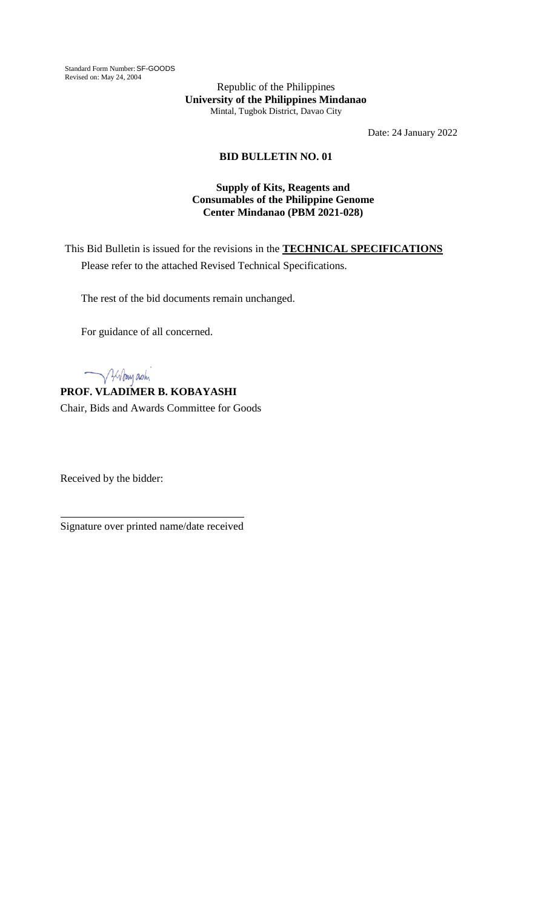Standard Form Number: SF-GOODS
Revised on: May 24, 2004

Republic of the Philippines
**University of the Philippines Mindanao**
Mintal, Tugbok District, Davao City

Date: 24 January 2022

## BID BULLETIN NO. 01

**Supply of Kits, Reagents and Consumables of the Philippine Genome Center Mindanao (PBM 2021-028)**

This Bid Bulletin is issued for the revisions in the **TECHNICAL SPECIFICATIONS**

Please refer to the attached Revised Technical Specifications.

The rest of the bid documents remain unchanged.

For guidance of all concerned.

**PROF. VLADIMER B. KOBAYASHI**
Chair, Bids and Awards Committee for Goods

Received by the bidder:

\_\_\_\_\_\_\_\_\_\_\_\_\_\_\_\_\_\_\_\_\_\_\_\_\_\_\_\_\_\_\_\_\_\_\_\_
Signature over printed name/date received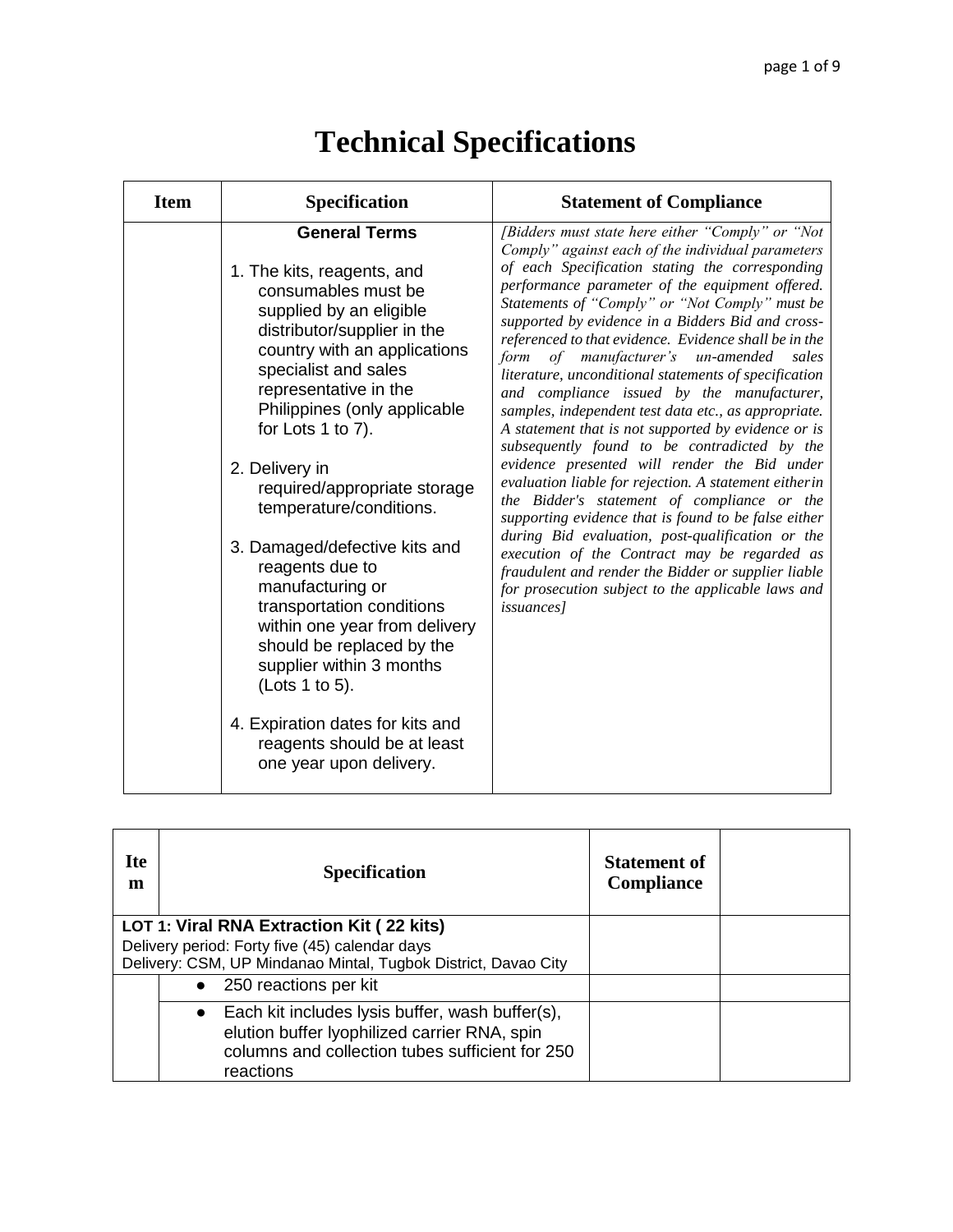# Technical Specifications

| Item | Specification | Statement of Compliance |
| --- | --- | --- |
| | **General Terms**<br><br>1. The kits, reagents, and consumables must be supplied by an eligible distributor/supplier in the country with an applications specialist and sales representative in the Philippines (only applicable for Lots 1 to 7).<br><br>2. Delivery in required/appropriate storage temperature/conditions.<br><br>3. Damaged/defective kits and reagents due to manufacturing or transportation conditions within one year from delivery should be replaced by the supplier within 3 months (Lots 1 to 5).<br><br>4. Expiration dates for kits and reagents should be at least one year upon delivery. | *[Bidders must state here either "Comply" or "Not Comply" against each of the individual parameters of each Specification stating the corresponding performance parameter of the equipment offered. Statements of "Comply" or "Not Comply" must be supported by evidence in a Bidders Bid and cross-referenced to that evidence. Evidence shall be in the form of manufacturer's un-amended sales literature, unconditional statements of specification and compliance issued by the manufacturer, samples, independent test data etc., as appropriate. A statement that is not supported by evidence or is subsequently found to be contradicted by the evidence presented will render the Bid under evaluation liable for rejection. A statement either in the Bidder's statement of compliance or the supporting evidence that is found to be false either during Bid evaluation, post-qualification or the execution of the Contract may be regarded as fraudulent and render the Bidder or supplier liable for prosecution subject to the applicable laws and issuances]* |

| Item | Specification | Statement of Compliance | |
| --- | --- | --- | --- |
| **LOT 1: Viral RNA Extraction Kit ( 22 kits)**<br>Delivery period: Forty five (45) calendar days<br>Delivery: CSM, UP Mindanao Mintal, Tugbok District, Davao City | | | |
| | • 250 reactions per kit | | |
| | • Each kit includes lysis buffer, wash buffer(s), elution buffer lyophilized carrier RNA, spin columns and collection tubes sufficient for 250 reactions | | |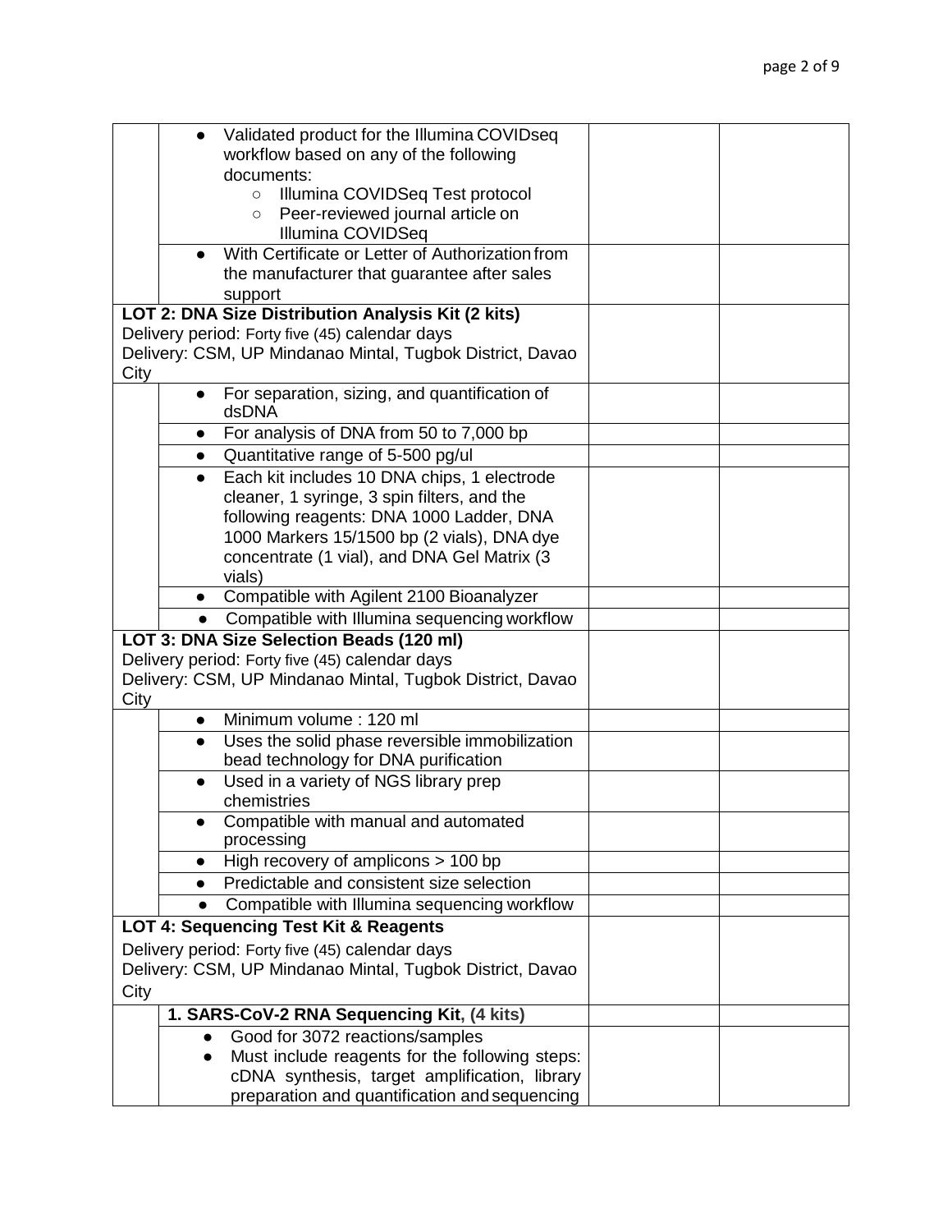| | | | |
|---|---|---|---|
| | • Validated product for the Illumina COVIDseq workflow based on any of the following documents:<br>  ○ Illumina COVIDSeq Test protocol<br>  ○ Peer-reviewed journal article on Illumina COVIDSeq | | |
| | • With Certificate or Letter of Authorization from the manufacturer that guarantee after sales support | | |
| **LOT 2: DNA Size Distribution Analysis Kit (2 kits)**<br>Delivery period: Forty five (45) calendar days<br>Delivery: CSM, UP Mindanao Mintal, Tugbok District, Davao City | | | |
| | • For separation, sizing, and quantification of dsDNA | | |
| | • For analysis of DNA from 50 to 7,000 bp | | |
| | • Quantitative range of 5-500 pg/ul | | |
| | • Each kit includes 10 DNA chips, 1 electrode cleaner, 1 syringe, 3 spin filters, and the following reagents: DNA 1000 Ladder, DNA 1000 Markers 15/1500 bp (2 vials), DNA dye concentrate (1 vial), and DNA Gel Matrix (3 vials) | | |
| | • Compatible with Agilent 2100 Bioanalyzer | | |
| | • Compatible with Illumina sequencing workflow | | |
| **LOT 3: DNA Size Selection Beads (120 ml)**<br>Delivery period: Forty five (45) calendar days<br>Delivery: CSM, UP Mindanao Mintal, Tugbok District, Davao City | | | |
| | • Minimum volume : 120 ml | | |
| | • Uses the solid phase reversible immobilization bead technology for DNA purification | | |
| | • Used in a variety of NGS library prep chemistries | | |
| | • Compatible with manual and automated processing | | |
| | • High recovery of amplicons > 100 bp | | |
| | • Predictable and consistent size selection | | |
| | • Compatible with Illumina sequencing workflow | | |
| **LOT 4: Sequencing Test Kit & Reagents**<br>Delivery period: Forty five (45) calendar days<br>Delivery: CSM, UP Mindanao Mintal, Tugbok District, Davao City | | | |
| | **1. SARS-CoV-2 RNA Sequencing Kit, (4 kits)** | | |
| | • Good for 3072 reactions/samples<br>• Must include reagents for the following steps: cDNA synthesis, target amplification, library preparation and quantification and sequencing | | |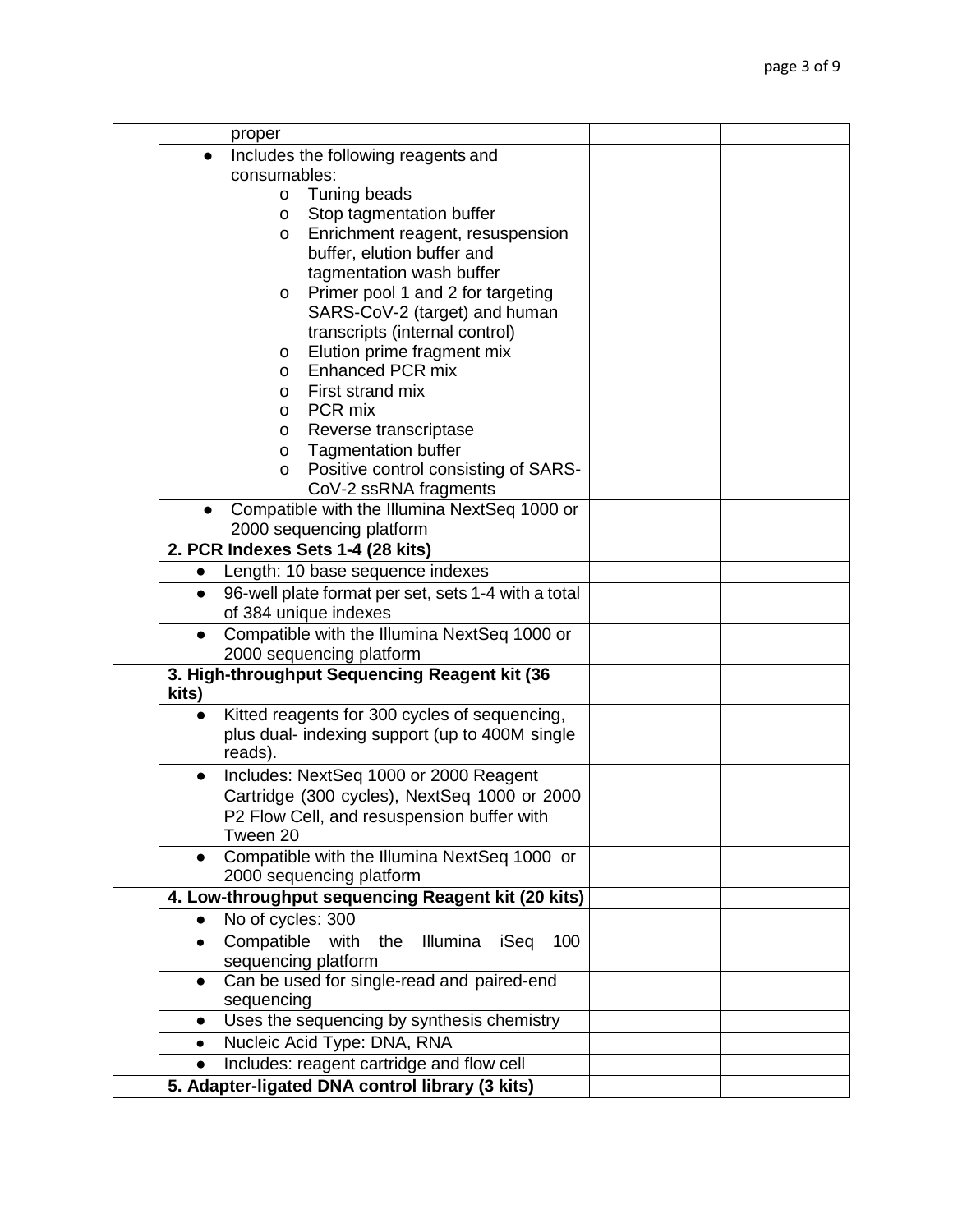| | | | |
|---|---|---|---|
| | proper | | |
| | ● Includes the following reagents and consumables:<br>o Tuning beads<br>o Stop tagmentation buffer<br>o Enrichment reagent, resuspension buffer, elution buffer and tagmentation wash buffer<br>o Primer pool 1 and 2 for targeting SARS-CoV-2 (target) and human transcripts (internal control)<br>o Elution prime fragment mix<br>o Enhanced PCR mix<br>o First strand mix<br>o PCR mix<br>o Reverse transcriptase<br>o Tagmentation buffer<br>o Positive control consisting of SARS-CoV-2 ssRNA fragments | | |
| | ● Compatible with the Illumina NextSeq 1000 or 2000 sequencing platform | | |
| | **2. PCR Indexes Sets 1-4 (28 kits)** | | |
| | ● Length: 10 base sequence indexes | | |
| | ● 96-well plate format per set, sets 1-4 with a total of 384 unique indexes | | |
| | ● Compatible with the Illumina NextSeq 1000 or 2000 sequencing platform | | |
| | **3. High-throughput Sequencing Reagent kit (36 kits)** | | |
| | ● Kitted reagents for 300 cycles of sequencing, plus dual- indexing support (up to 400M single reads). | | |
| | ● Includes: NextSeq 1000 or 2000 Reagent Cartridge (300 cycles), NextSeq 1000 or 2000 P2 Flow Cell, and resuspension buffer with Tween 20 | | |
| | ● Compatible with the Illumina NextSeq 1000 or 2000 sequencing platform | | |
| | **4. Low-throughput sequencing Reagent kit (20 kits)** | | |
| | ● No of cycles: 300 | | |
| | ● Compatible with the Illumina iSeq 100 sequencing platform | | |
| | ● Can be used for single-read and paired-end sequencing | | |
| | ● Uses the sequencing by synthesis chemistry | | |
| | ● Nucleic Acid Type: DNA, RNA | | |
| | ● Includes: reagent cartridge and flow cell | | |
| | **5. Adapter-ligated DNA control library (3 kits)** | | |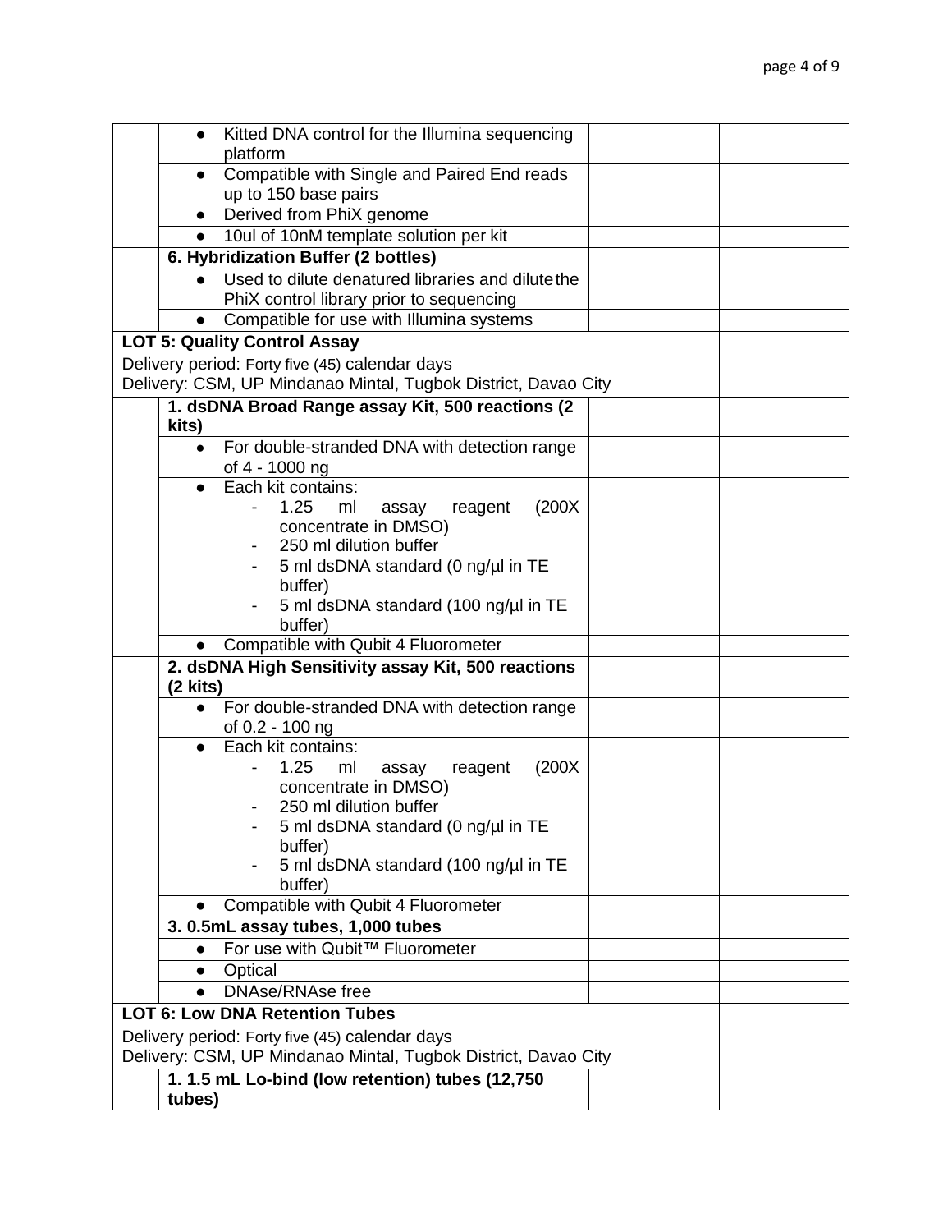| | | | |
|---|---|---|---|
| | • Kitted DNA control for the Illumina sequencing platform | | |
| | • Compatible with Single and Paired End reads up to 150 base pairs | | |
| | • Derived from PhiX genome | | |
| | • 10ul of 10nM template solution per kit | | |
| | **6. Hybridization Buffer (2 bottles)** | | |
| | • Used to dilute denatured libraries and dilute the PhiX control library prior to sequencing | | |
| | • Compatible for use with Illumina systems | | |
| **LOT 5: Quality Control Assay**<br>Delivery period: Forty five (45) calendar days<br>Delivery: CSM, UP Mindanao Mintal, Tugbok District, Davao City | | | |
| | **1. dsDNA Broad Range assay Kit, 500 reactions (2 kits)** | | |
| | • For double-stranded DNA with detection range of 4 - 1000 ng | | |
| | • Each kit contains:<br>- 1.25 ml assay reagent (200X concentrate in DMSO)<br>- 250 ml dilution buffer<br>- 5 ml dsDNA standard (0 ng/µl in TE buffer)<br>- 5 ml dsDNA standard (100 ng/µl in TE buffer) | | |
| | • Compatible with Qubit 4 Fluorometer | | |
| | **2. dsDNA High Sensitivity assay Kit, 500 reactions (2 kits)** | | |
| | • For double-stranded DNA with detection range of 0.2 - 100 ng | | |
| | • Each kit contains:<br>- 1.25 ml assay reagent (200X concentrate in DMSO)<br>- 250 ml dilution buffer<br>- 5 ml dsDNA standard (0 ng/µl in TE buffer)<br>- 5 ml dsDNA standard (100 ng/µl in TE buffer) | | |
| | • Compatible with Qubit 4 Fluorometer | | |
| | **3. 0.5mL assay tubes, 1,000 tubes** | | |
| | • For use with Qubit™ Fluorometer | | |
| | • Optical | | |
| | • DNAse/RNAse free | | |
| **LOT 6: Low DNA Retention Tubes**<br>Delivery period: Forty five (45) calendar days<br>Delivery: CSM, UP Mindanao Mintal, Tugbok District, Davao City | | | |
| | **1. 1.5 mL Lo-bind (low retention) tubes (12,750 tubes)** | | |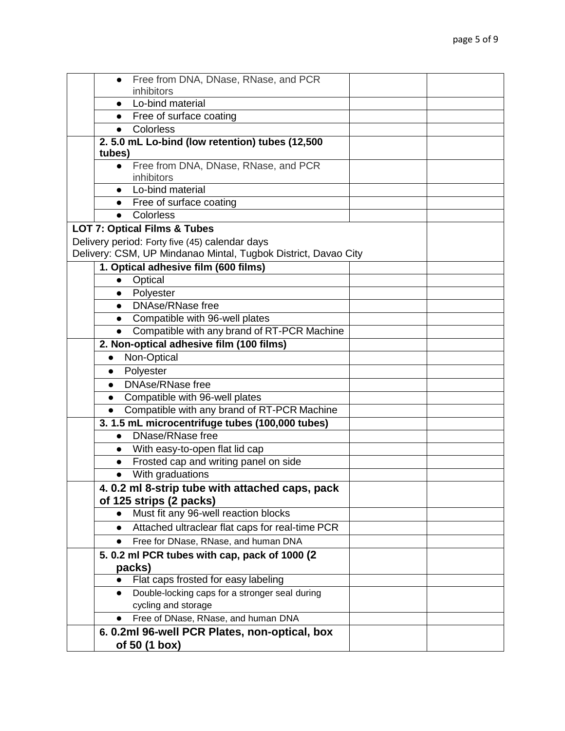| | | | |
|---|---|---|---|
| | ● Free from DNA, DNase, RNase, and PCR inhibitors | | |
| | ● Lo-bind material | | |
| | ● Free of surface coating | | |
| | ● Colorless | | |
| | **2. 5.0 mL Lo-bind (low retention) tubes (12,500 tubes)** | | |
| | ● Free from DNA, DNase, RNase, and PCR inhibitors | | |
| | ● Lo-bind material | | |
| | ● Free of surface coating | | |
| | ● Colorless | | |
| **LOT 7: Optical Films & Tubes**<br>Delivery period: Forty five (45) calendar days<br>Delivery: CSM, UP Mindanao Mintal, Tugbok District, Davao City | | | |
| | **1. Optical adhesive film (600 films)** | | |
| | ● Optical | | |
| | ● Polyester | | |
| | ● DNAse/RNase free | | |
| | ● Compatible with 96-well plates | | |
| | ● Compatible with any brand of RT-PCR Machine | | |
| | **2. Non-optical adhesive film (100 films)** | | |
| | ● Non-Optical | | |
| | ● Polyester | | |
| | ● DNAse/RNase free | | |
| | ● Compatible with 96-well plates | | |
| | ● Compatible with any brand of RT-PCR Machine | | |
| | **3. 1.5 mL microcentrifuge tubes (100,000 tubes)** | | |
| | ● DNase/RNase free | | |
| | ● With easy-to-open flat lid cap | | |
| | ● Frosted cap and writing panel on side | | |
| | ● With graduations | | |
| | **4. 0.2 ml 8-strip tube with attached caps, pack of 125 strips (2 packs)** | | |
| | ● Must fit any 96-well reaction blocks | | |
| | ● Attached ultraclear flat caps for real-time PCR | | |
| | ● Free for DNase, RNase, and human DNA | | |
| | **5. 0.2 ml PCR tubes with cap, pack of 1000 (2 packs)** | | |
| | ● Flat caps frosted for easy labeling | | |
| | ● Double-locking caps for a stronger seal during cycling and storage | | |
| | ● Free of DNase, RNase, and human DNA | | |
| | **6. 0.2ml 96-well PCR Plates, non-optical, box of 50 (1 box)** | | |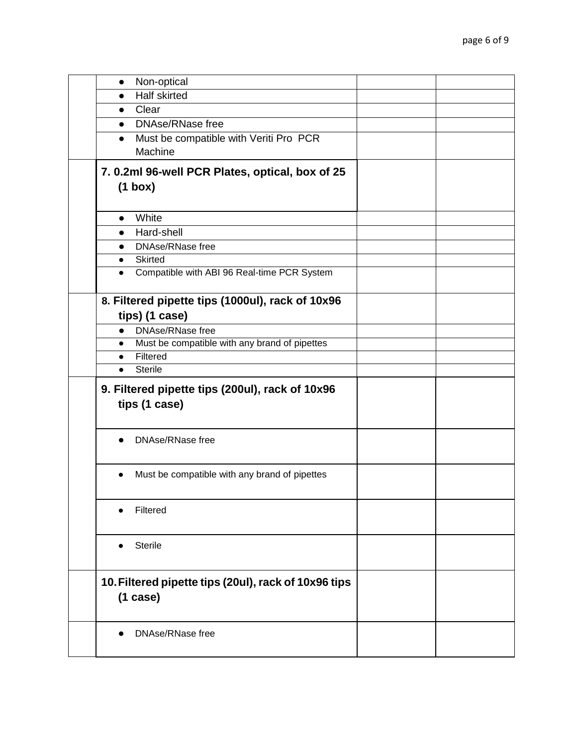| | | | |
|---|---|---|---|
| | • Non-optical | | |
| | • Half skirted | | |
| | • Clear | | |
| | • DNAse/RNase free | | |
| | • Must be compatible with Veriti Pro PCR Machine | | |
| | **7. 0.2ml 96-well PCR Plates, optical, box of 25 (1 box)** | | |
| | • White | | |
| | • Hard-shell | | |
| | • DNAse/RNase free | | |
| | • Skirted | | |
| | • Compatible with ABI 96 Real-time PCR System | | |
| | **8. Filtered pipette tips (1000ul), rack of 10x96 tips) (1 case)** | | |
| | • DNAse/RNase free | | |
| | • Must be compatible with any brand of pipettes | | |
| | • Filtered | | |
| | • Sterile | | |
| | **9. Filtered pipette tips (200ul), rack of 10x96 tips (1 case)** | | |
| | • DNAse/RNase free | | |
| | • Must be compatible with any brand of pipettes | | |
| | • Filtered | | |
| | • Sterile | | |
| | **10. Filtered pipette tips (20ul), rack of 10x96 tips (1 case)** | | |
| | • DNAse/RNase free | | |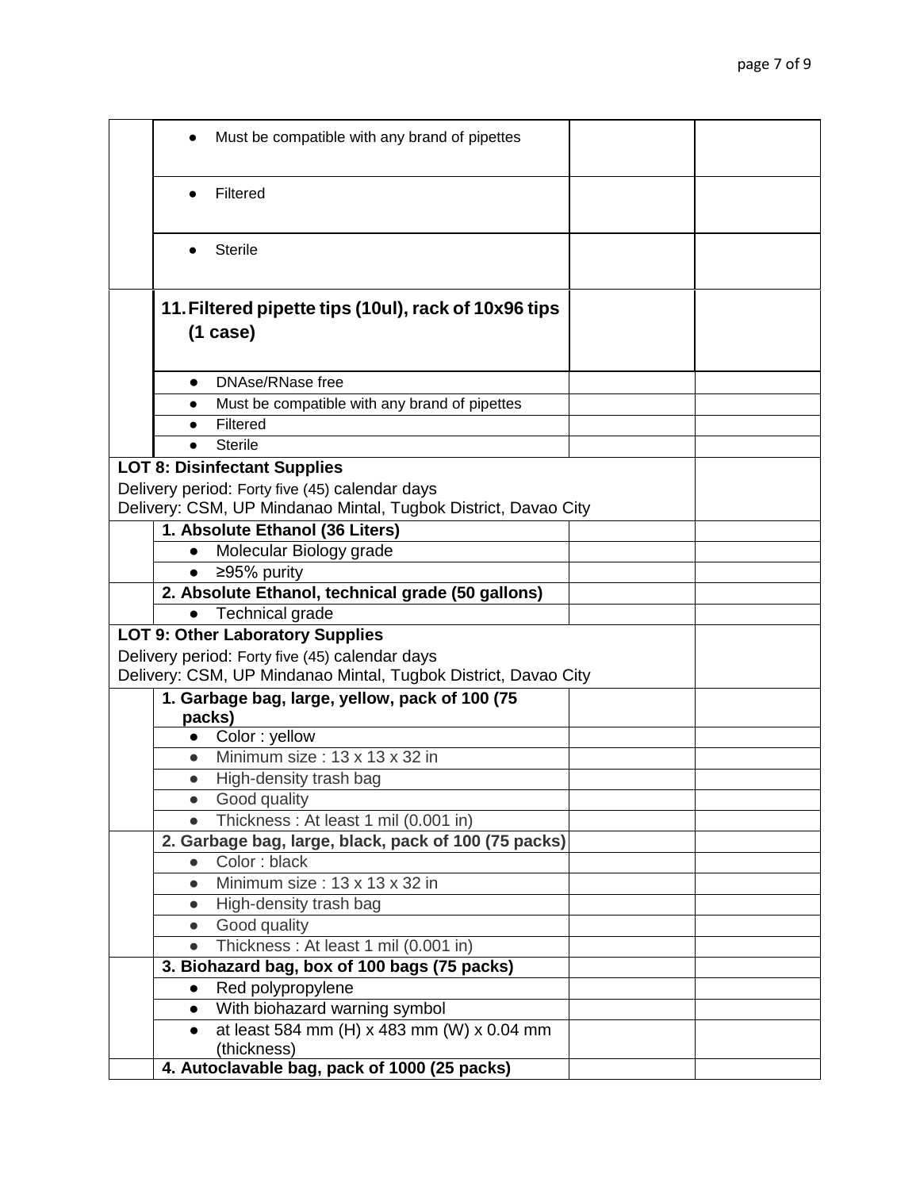| | | | |
|---|---|---|---|
| | • Must be compatible with any brand of pipettes | | |
| | • Filtered | | |
| | • Sterile | | |
| | **11. Filtered pipette tips (10ul), rack of 10x96 tips (1 case)** | | |
| | • DNAse/RNase free | | |
| | • Must be compatible with any brand of pipettes | | |
| | • Filtered | | |
| | • Sterile | | |
| **LOT 8: Disinfectant Supplies**<br>Delivery period: Forty five (45) calendar days<br>Delivery: CSM, UP Mindanao Mintal, Tugbok District, Davao City | | | |
| | **1. Absolute Ethanol (36 Liters)** | | |
| | • Molecular Biology grade | | |
| | • ≥95% purity | | |
| | **2. Absolute Ethanol, technical grade (50 gallons)** | | |
| | • Technical grade | | |
| **LOT 9: Other Laboratory Supplies**<br>Delivery period: Forty five (45) calendar days<br>Delivery: CSM, UP Mindanao Mintal, Tugbok District, Davao City | | | |
| | **1. Garbage bag, large, yellow, pack of 100 (75 packs)** | | |
| | • Color : yellow | | |
| | • Minimum size : 13 x 13 x 32 in | | |
| | • High-density trash bag | | |
| | • Good quality | | |
| | • Thickness : At least 1 mil (0.001 in) | | |
| | **2. Garbage bag, large, black, pack of 100 (75 packs)** | | |
| | • Color : black | | |
| | • Minimum size : 13 x 13 x 32 in | | |
| | • High-density trash bag | | |
| | • Good quality | | |
| | • Thickness : At least 1 mil (0.001 in) | | |
| | **3. Biohazard bag, box of 100 bags (75 packs)** | | |
| | • Red polypropylene | | |
| | • With biohazard warning symbol | | |
| | • at least 584 mm (H) x 483 mm (W) x 0.04 mm (thickness) | | |
| | **4. Autoclavable bag, pack of 1000 (25 packs)** | | |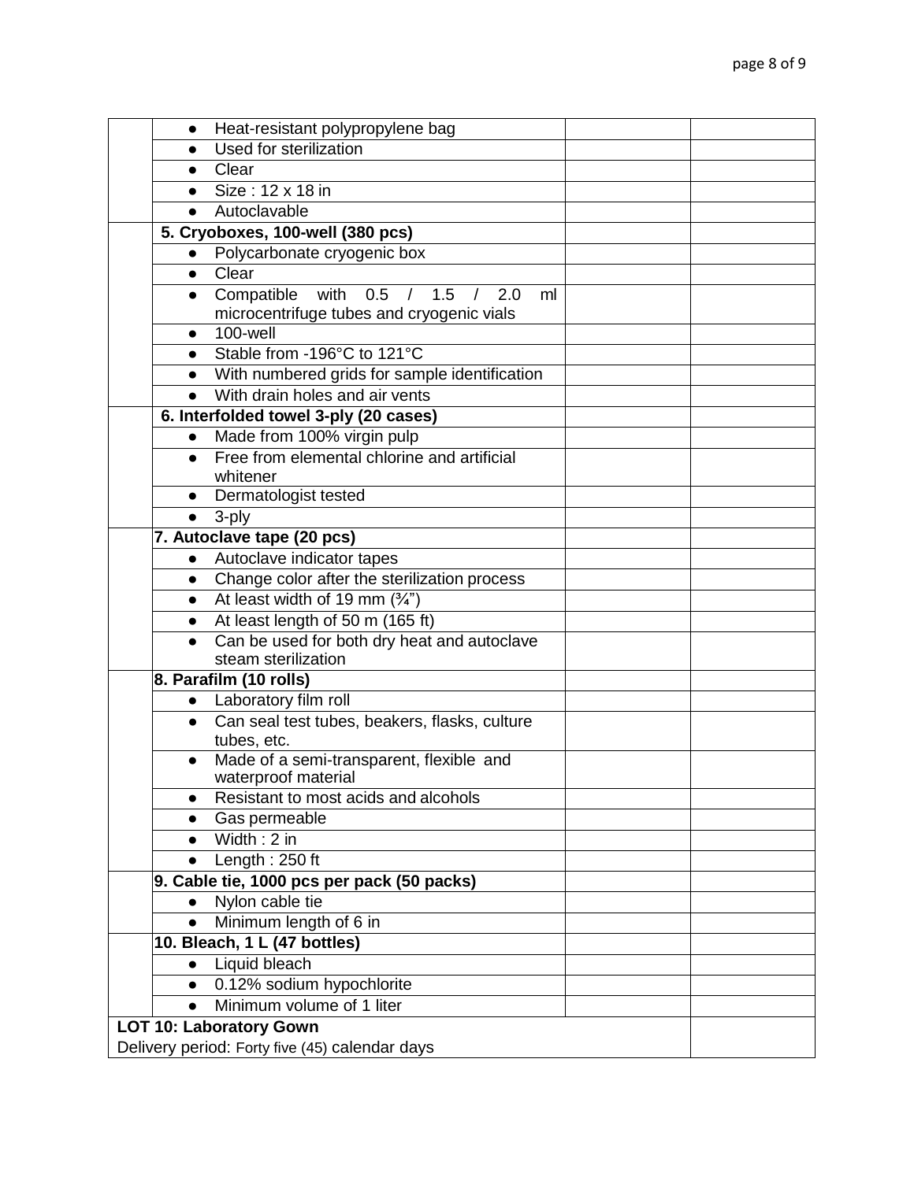| | | | |
|---|---|---|---|
| | ● Heat-resistant polypropylene bag | | |
| | ● Used for sterilization | | |
| | ● Clear | | |
| | ● Size : 12 x 18 in | | |
| | ● Autoclavable | | |
| | **5. Cryoboxes, 100-well (380 pcs)** | | |
| | ● Polycarbonate cryogenic box | | |
| | ● Clear | | |
| | ● Compatible with 0.5 / 1.5 / 2.0 ml microcentrifuge tubes and cryogenic vials | | |
| | ● 100-well | | |
| | ● Stable from -196°C to 121°C | | |
| | ● With numbered grids for sample identification | | |
| | ● With drain holes and air vents | | |
| | **6. Interfolded towel 3-ply (20 cases)** | | |
| | ● Made from 100% virgin pulp | | |
| | ● Free from elemental chlorine and artificial whitener | | |
| | ● Dermatologist tested | | |
| | ● 3-ply | | |
| | **7. Autoclave tape (20 pcs)** | | |
| | ● Autoclave indicator tapes | | |
| | ● Change color after the sterilization process | | |
| | ● At least width of 19 mm (¾") | | |
| | ● At least length of 50 m (165 ft) | | |
| | ● Can be used for both dry heat and autoclave steam sterilization | | |
| | **8. Parafilm (10 rolls)** | | |
| | ● Laboratory film roll | | |
| | ● Can seal test tubes, beakers, flasks, culture tubes, etc. | | |
| | ● Made of a semi-transparent, flexible and waterproof material | | |
| | ● Resistant to most acids and alcohols | | |
| | ● Gas permeable | | |
| | ● Width : 2 in | | |
| | ● Length : 250 ft | | |
| | **9. Cable tie, 1000 pcs per pack (50 packs)** | | |
| | ● Nylon cable tie | | |
| | ● Minimum length of 6 in | | |
| | **10. Bleach, 1 L (47 bottles)** | | |
| | ● Liquid bleach | | |
| | ● 0.12% sodium hypochlorite | | |
| | ● Minimum volume of 1 liter | | |
| **LOT 10: Laboratory Gown**<br>Delivery period: Forty five (45) calendar days | | | |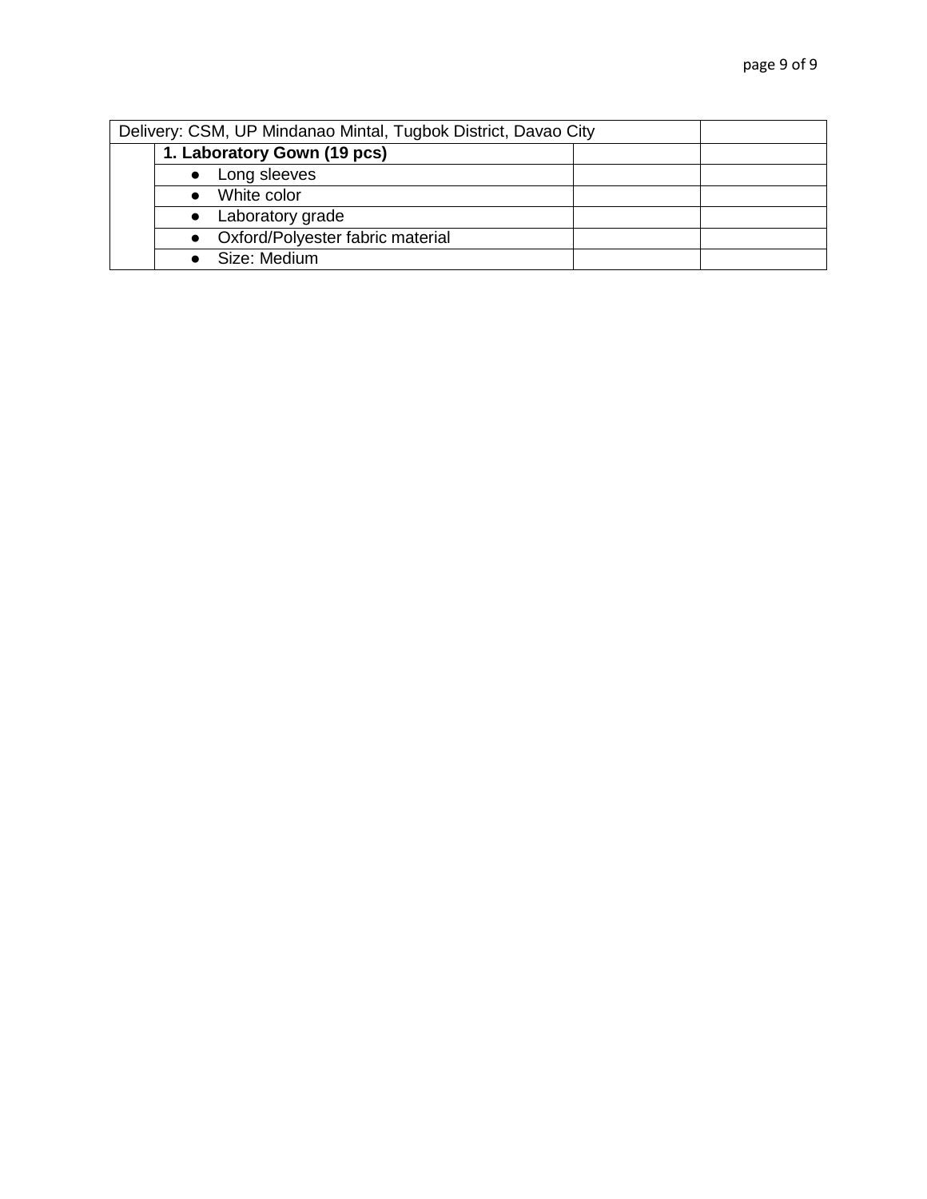| | | | |
|---|---|---|---|
| Delivery: CSM, UP Mindanao Mintal, Tugbok District, Davao City | | | |
| | **1. Laboratory Gown (19 pcs)** | | |
| | • Long sleeves | | |
| | • White color | | |
| | • Laboratory grade | | |
| | • Oxford/Polyester fabric material | | |
| | • Size: Medium | | |